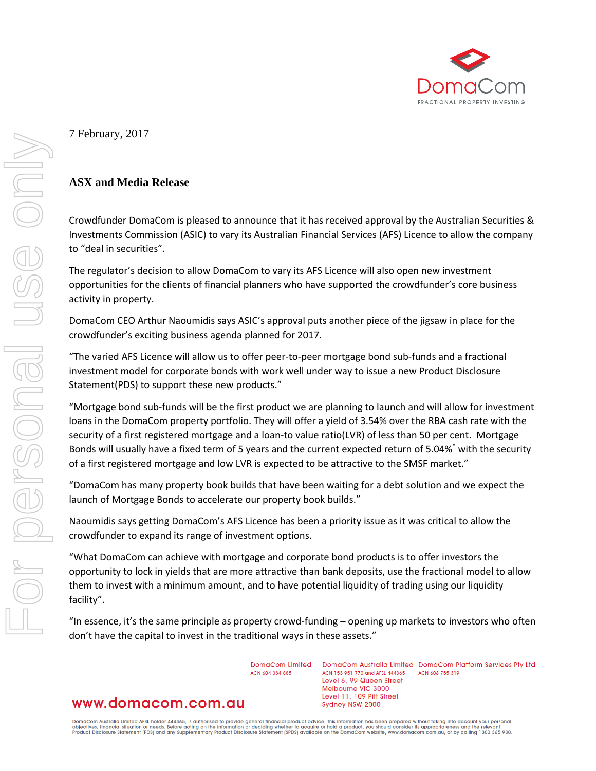7 February, 2017

## ASX and Media Release

Crowdfunder DomaCom is pleased to announce that it has received approval by the Australian Securities & Investments Commission (ASIC) to vary its Australian Financial Services (AFS) Licence to allow the company to "deal in securities".

The regulator's decision to allow DomaCom to vary its AFS Licence will also open new investment opportunities for the clients of financial planners who have supported the crowdfunder's core business activity in property.

DomaCom CEO Arthur Naoumidis says ASIC's approval puts another piece of the jigsaw in place for the crowdfunder's exciting business agenda planned for 2017.

"The varied AFS Licence will allow us to offer peer-to-peer mortgage bond sub-funds and a fractional investment model for corporate bonds with work well under way to issue a new Product Disclosure Statement(PDS) to support these new products."

"Mortgage bond sub-funds will be the first product we are planning to launch and will allow for investment loans in the DomaCom property portfolio. They will offer a yield of 3.54% over the RBA cash rate with the security of a first registered mortgage and a loan-to value ratio(LVR) of less than 50 per cent. Mortgage Bonds will usually have a fixed term of 5 years and the current expected return of 5.04%* with the security of a first registered mortgage and low LVR is expected to be attractive to the SMSF market."

"DomaCom has many property book builds that have been waiting for a debt solution and we expect the launch of Mortgage Bonds to accelerate our property book builds."

Naoumidis says getting DomaCom's AFS Licence has been a priority issue as it was critical to allow the crowdfunder to expand its range of investment options.

"What DomaCom can achieve with mortgage and corporate bond products is to offer investors the opportunity to lock in yields that are more attractive than bank deposits, use the fractional model to allow them to invest with a minimum amount, and to have potential liquidity of trading using our liquidity facility".

"In essence, it's the same principle as property crowd-funding – opening up markets to investors who often don't have the capital to invest in the traditional ways in these assets."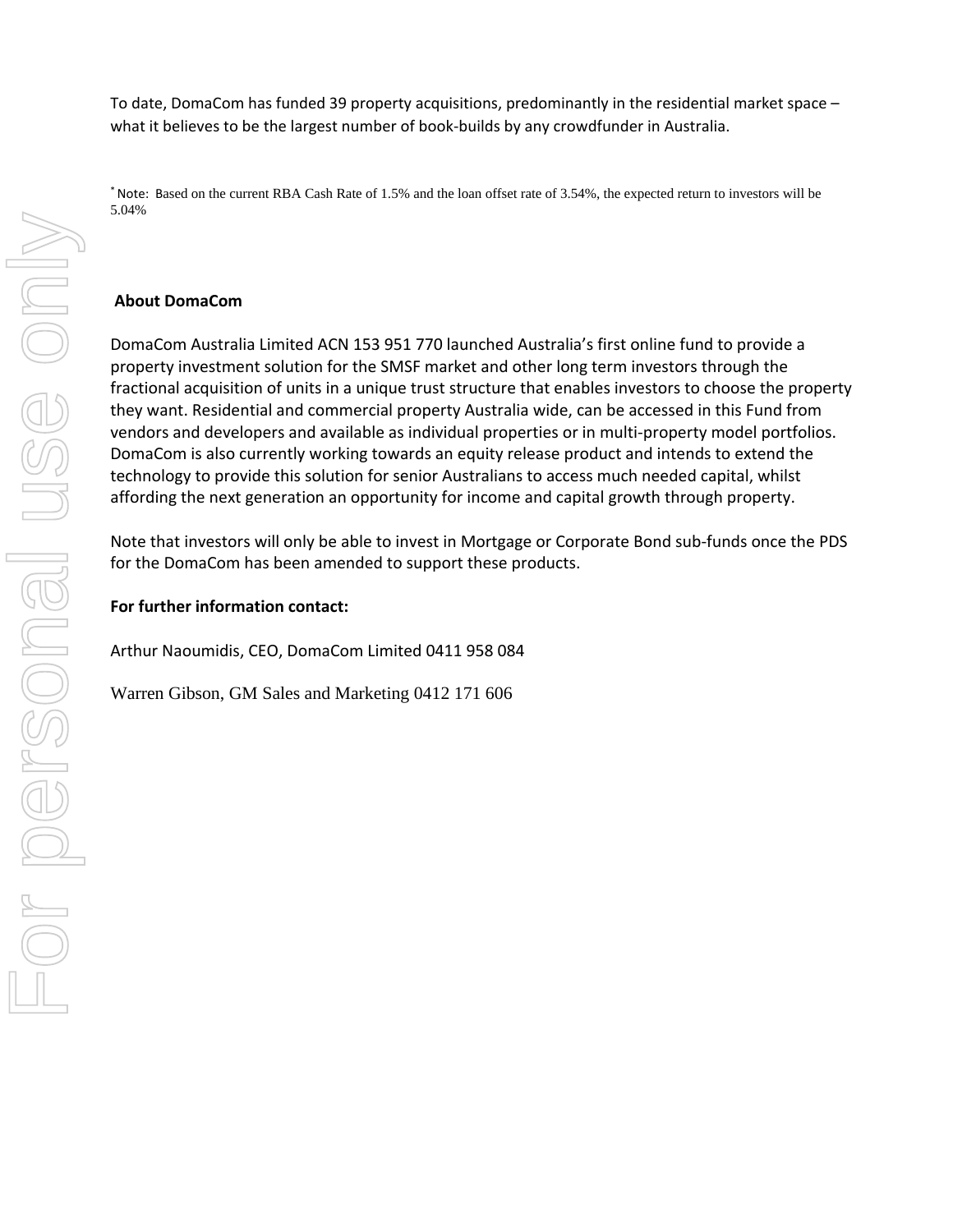To date, DomaCom has funded 39 property acquisitions, predominantly in the residential market space – what it believes to be the largest number of book-builds by any crowdfunder in Australia.

* Note: Based on the current RBA Cash Rate of 1.5% and the loan offset rate of 3.54%, the expected return to investors will be 5.04%

**About DomaCom**

DomaCom Australia Limited ACN 153 951 770 launched Australia's first online fund to provide a property investment solution for the SMSF market and other long term investors through the fractional acquisition of units in a unique trust structure that enables investors to choose the property they want. Residential and commercial property Australia wide, can be accessed in this Fund from vendors and developers and available as individual properties or in multi-property model portfolios. DomaCom is also currently working towards an equity release product and intends to extend the technology to provide this solution for senior Australians to access much needed capital, whilst affording the next generation an opportunity for income and capital growth through property.

Note that investors will only be able to invest in Mortgage or Corporate Bond sub-funds once the PDS for the DomaCom has been amended to support these products.

**For further information contact:**

Arthur Naoumidis, CEO, DomaCom Limited 0411 958 084

Warren Gibson, GM Sales and Marketing 0412 171 606